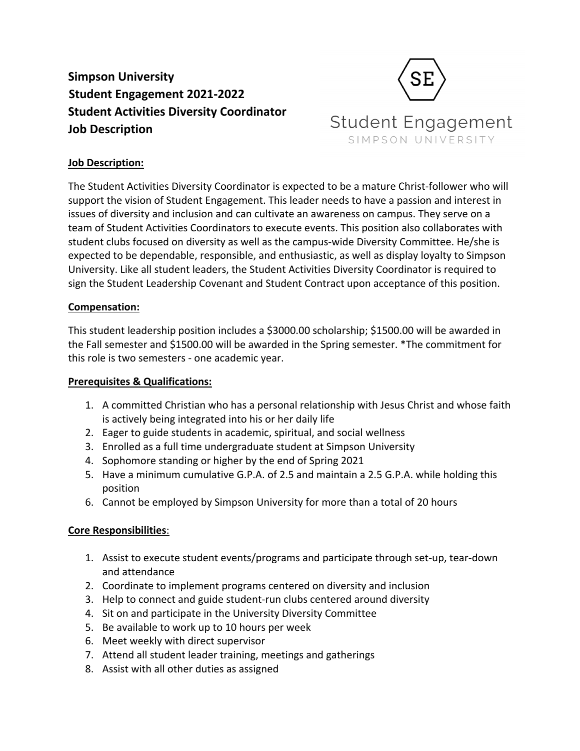# Simpson University
# Student Engagement 2021-2022
# Student Activities Diversity Coordinator
# Job Description

SE

Student Engagement
SIMPSON UNIVERSITY

## Job Description:

The Student Activities Diversity Coordinator is expected to be a mature Christ-follower who will support the vision of Student Engagement. This leader needs to have a passion and interest in issues of diversity and inclusion and can cultivate an awareness on campus. They serve on a team of Student Activities Coordinators to execute events. This position also collaborates with student clubs focused on diversity as well as the campus-wide Diversity Committee. He/she is expected to be dependable, responsible, and enthusiastic, as well as display loyalty to Simpson University. Like all student leaders, the Student Activities Diversity Coordinator is required to sign the Student Leadership Covenant and Student Contract upon acceptance of this position.

## Compensation:

This student leadership position includes a $3000.00 scholarship; $1500.00 will be awarded in the Fall semester and $1500.00 will be awarded in the Spring semester. *The commitment for this role is two semesters - one academic year.

## Prerequisites & Qualifications:

1. A committed Christian who has a personal relationship with Jesus Christ and whose faith is actively being integrated into his or her daily life
2. Eager to guide students in academic, spiritual, and social wellness
3. Enrolled as a full time undergraduate student at Simpson University
4. Sophomore standing or higher by the end of Spring 2021
5. Have a minimum cumulative G.P.A. of 2.5 and maintain a 2.5 G.P.A. while holding this position
6. Cannot be employed by Simpson University for more than a total of 20 hours

## Core Responsibilities:

1. Assist to execute student events/programs and participate through set-up, tear-down and attendance
2. Coordinate to implement programs centered on diversity and inclusion
3. Help to connect and guide student-run clubs centered around diversity
4. Sit on and participate in the University Diversity Committee
5. Be available to work up to 10 hours per week
6. Meet weekly with direct supervisor
7. Attend all student leader training, meetings and gatherings
8. Assist with all other duties as assigned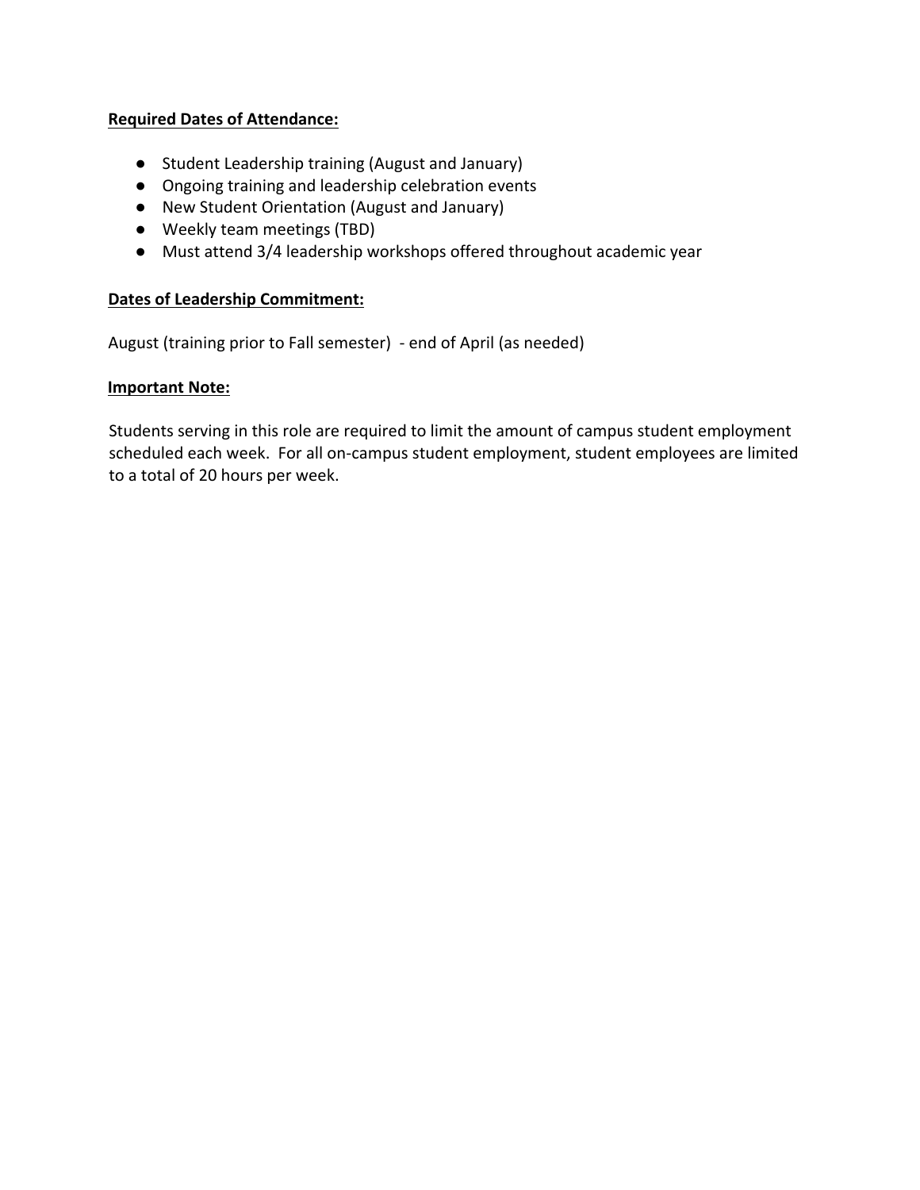**Required Dates of Attendance:**

- Student Leadership training (August and January)
- Ongoing training and leadership celebration events
- New Student Orientation (August and January)
- Weekly team meetings (TBD)
- Must attend 3/4 leadership workshops offered throughout academic year

**Dates of Leadership Commitment:**

August (training prior to Fall semester) - end of April (as needed)

**Important Note:**

Students serving in this role are required to limit the amount of campus student employment scheduled each week. For all on-campus student employment, student employees are limited to a total of 20 hours per week.